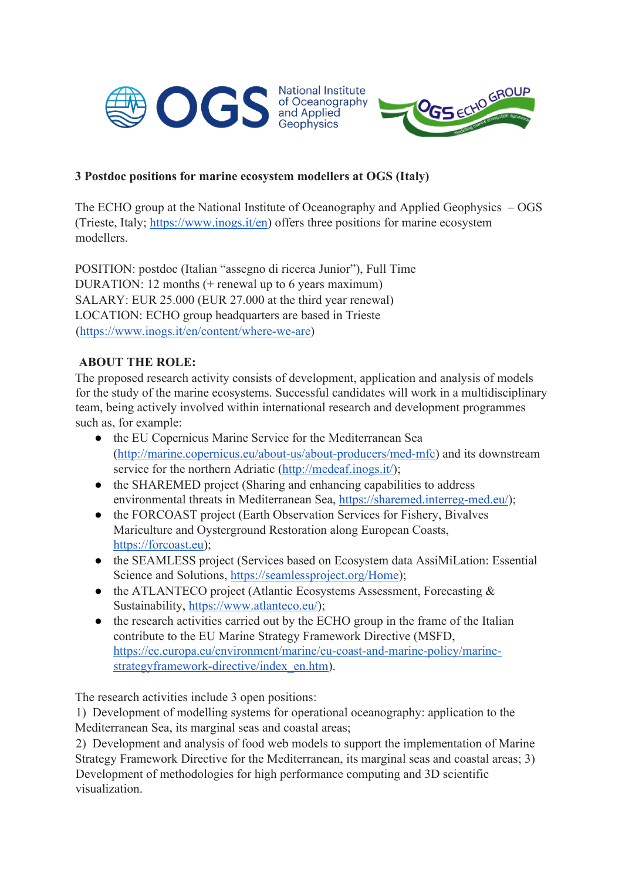**3 Postdoc positions for marine ecosystem modellers at OGS (Italy)**

The ECHO group at the National Institute of Oceanography and Applied Geophysics – OGS (Trieste, Italy; https://www.inogs.it/en) offers three positions for marine ecosystem modellers.

POSITION: postdoc (Italian "assegno di ricerca Junior"), Full Time
DURATION: 12 months (+ renewal up to 6 years maximum)
SALARY: EUR 25.000 (EUR 27.000 at the third year renewal)
LOCATION: ECHO group headquarters are based in Trieste (https://www.inogs.it/en/content/where-we-are)

**ABOUT THE ROLE:**

The proposed research activity consists of development, application and analysis of models for the study of the marine ecosystems. Successful candidates will work in a multidisciplinary team, being actively involved within international research and development programmes such as, for example:

- the EU Copernicus Marine Service for the Mediterranean Sea (http://marine.copernicus.eu/about-us/about-producers/med-mfc) and its downstream service for the northern Adriatic (http://medeaf.inogs.it/);
- the SHAREMED project (Sharing and enhancing capabilities to address environmental threats in Mediterranean Sea, https://sharemed.interreg-med.eu/);
- the FORCOAST project (Earth Observation Services for Fishery, Bivalves Mariculture and Oysterground Restoration along European Coasts, https://forcoast.eu);
- the SEAMLESS project (Services based on Ecosystem data AssiMiLation: Essential Science and Solutions, https://seamlessproject.org/Home);
- the ATLANTECO project (Atlantic Ecosystems Assessment, Forecasting & Sustainability, https://www.atlanteco.eu/);
- the research activities carried out by the ECHO group in the frame of the Italian contribute to the EU Marine Strategy Framework Directive (MSFD, https://ec.europa.eu/environment/marine/eu-coast-and-marine-policy/marine-strategyframework-directive/index_en.htm).

The research activities include 3 open positions:
1) Development of modelling systems for operational oceanography: application to the Mediterranean Sea, its marginal seas and coastal areas;
2) Development and analysis of food web models to support the implementation of Marine Strategy Framework Directive for the Mediterranean, its marginal seas and coastal areas;
3) Development of methodologies for high performance computing and 3D scientific visualization.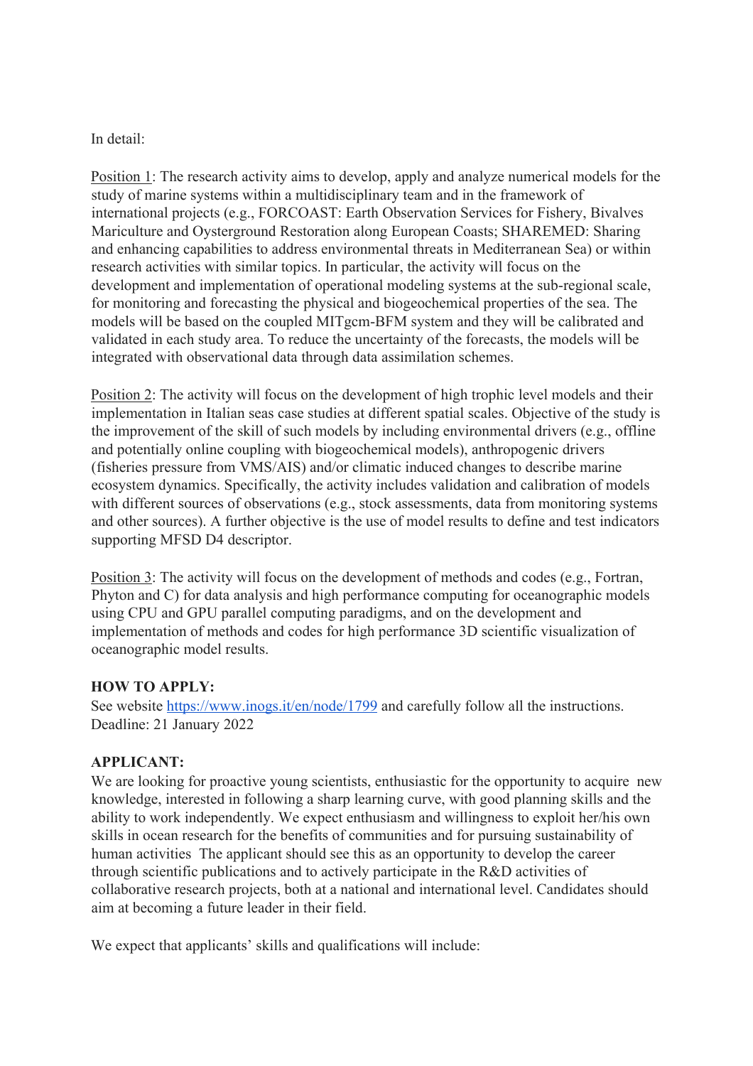In detail:

Position 1: The research activity aims to develop, apply and analyze numerical models for the study of marine systems within a multidisciplinary team and in the framework of international projects (e.g., FORCOAST: Earth Observation Services for Fishery, Bivalves Mariculture and Oysterground Restoration along European Coasts; SHAREMED: Sharing and enhancing capabilities to address environmental threats in Mediterranean Sea) or within research activities with similar topics. In particular, the activity will focus on the development and implementation of operational modeling systems at the sub-regional scale, for monitoring and forecasting the physical and biogeochemical properties of the sea. The models will be based on the coupled MITgcm-BFM system and they will be calibrated and validated in each study area. To reduce the uncertainty of the forecasts, the models will be integrated with observational data through data assimilation schemes.

Position 2: The activity will focus on the development of high trophic level models and their implementation in Italian seas case studies at different spatial scales. Objective of the study is the improvement of the skill of such models by including environmental drivers (e.g., offline and potentially online coupling with biogeochemical models), anthropogenic drivers (fisheries pressure from VMS/AIS) and/or climatic induced changes to describe marine ecosystem dynamics. Specifically, the activity includes validation and calibration of models with different sources of observations (e.g., stock assessments, data from monitoring systems and other sources). A further objective is the use of model results to define and test indicators supporting MFSD D4 descriptor.

Position 3: The activity will focus on the development of methods and codes (e.g., Fortran, Phyton and C) for data analysis and high performance computing for oceanographic models using CPU and GPU parallel computing paradigms, and on the development and implementation of methods and codes for high performance 3D scientific visualization of oceanographic model results.

**HOW TO APPLY:**

See website [https://www.inogs.it/en/node/1799](https://www.inogs.it/en/node/1799) and carefully follow all the instructions.
Deadline: 21 January 2022

**APPLICANT:**

We are looking for proactive young scientists, enthusiastic for the opportunity to acquire new knowledge, interested in following a sharp learning curve, with good planning skills and the ability to work independently. We expect enthusiasm and willingness to exploit her/his own skills in ocean research for the benefits of communities and for pursuing sustainability of human activities The applicant should see this as an opportunity to develop the career through scientific publications and to actively participate in the R&D activities of collaborative research projects, both at a national and international level. Candidates should aim at becoming a future leader in their field.

We expect that applicants' skills and qualifications will include: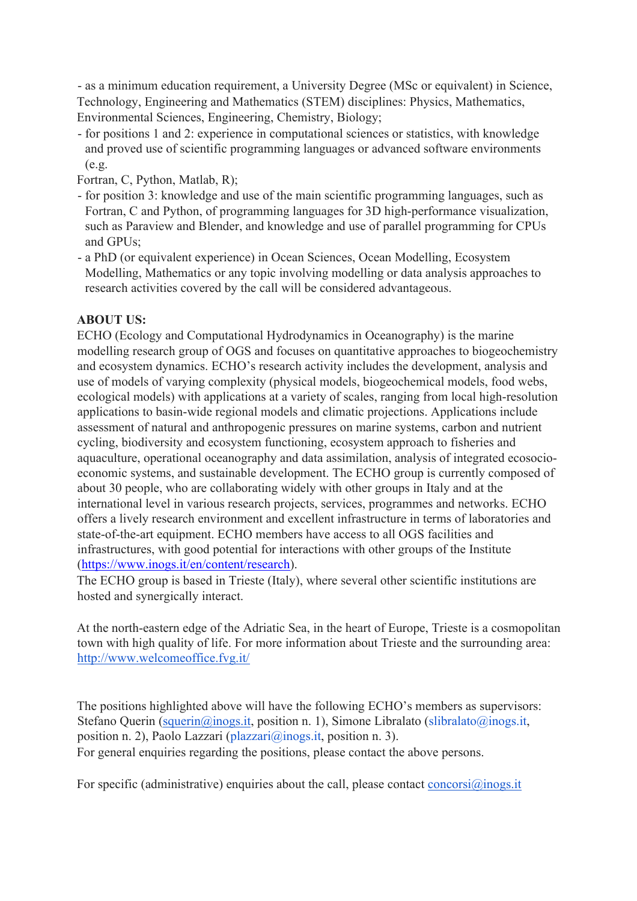- as a minimum education requirement, a University Degree (MSc or equivalent) in Science, Technology, Engineering and Mathematics (STEM) disciplines: Physics, Mathematics, Environmental Sciences, Engineering, Chemistry, Biology;
- for positions 1 and 2: experience in computational sciences or statistics, with knowledge and proved use of scientific programming languages or advanced software environments (e.g.
Fortran, C, Python, Matlab, R);
- for position 3: knowledge and use of the main scientific programming languages, such as Fortran, C and Python, of programming languages for 3D high-performance visualization, such as Paraview and Blender, and knowledge and use of parallel programming for CPUs and GPUs;
- a PhD (or equivalent experience) in Ocean Sciences, Ocean Modelling, Ecosystem Modelling, Mathematics or any topic involving modelling or data analysis approaches to research activities covered by the call will be considered advantageous.

**ABOUT US:**

ECHO (Ecology and Computational Hydrodynamics in Oceanography) is the marine modelling research group of OGS and focuses on quantitative approaches to biogeochemistry and ecosystem dynamics. ECHO's research activity includes the development, analysis and use of models of varying complexity (physical models, biogeochemical models, food webs, ecological models) with applications at a variety of scales, ranging from local high-resolution applications to basin-wide regional models and climatic projections. Applications include assessment of natural and anthropogenic pressures on marine systems, carbon and nutrient cycling, biodiversity and ecosystem functioning, ecosystem approach to fisheries and aquaculture, operational oceanography and data assimilation, analysis of integrated ecosocio-economic systems, and sustainable development. The ECHO group is currently composed of about 30 people, who are collaborating widely with other groups in Italy and at the international level in various research projects, services, programmes and networks. ECHO offers a lively research environment and excellent infrastructure in terms of laboratories and state-of-the-art equipment. ECHO members have access to all OGS facilities and infrastructures, with good potential for interactions with other groups of the Institute (https://www.inogs.it/en/content/research).
The ECHO group is based in Trieste (Italy), where several other scientific institutions are hosted and synergically interact.

At the north-eastern edge of the Adriatic Sea, in the heart of Europe, Trieste is a cosmopolitan town with high quality of life. For more information about Trieste and the surrounding area: http://www.welcomeoffice.fvg.it/

The positions highlighted above will have the following ECHO's members as supervisors: Stefano Querin (squerin@inogs.it, position n. 1), Simone Libralato (slibralato@inogs.it, position n. 2), Paolo Lazzari (plazzari@inogs.it, position n. 3).
For general enquiries regarding the positions, please contact the above persons.

For specific (administrative) enquiries about the call, please contact concorsi@inogs.it